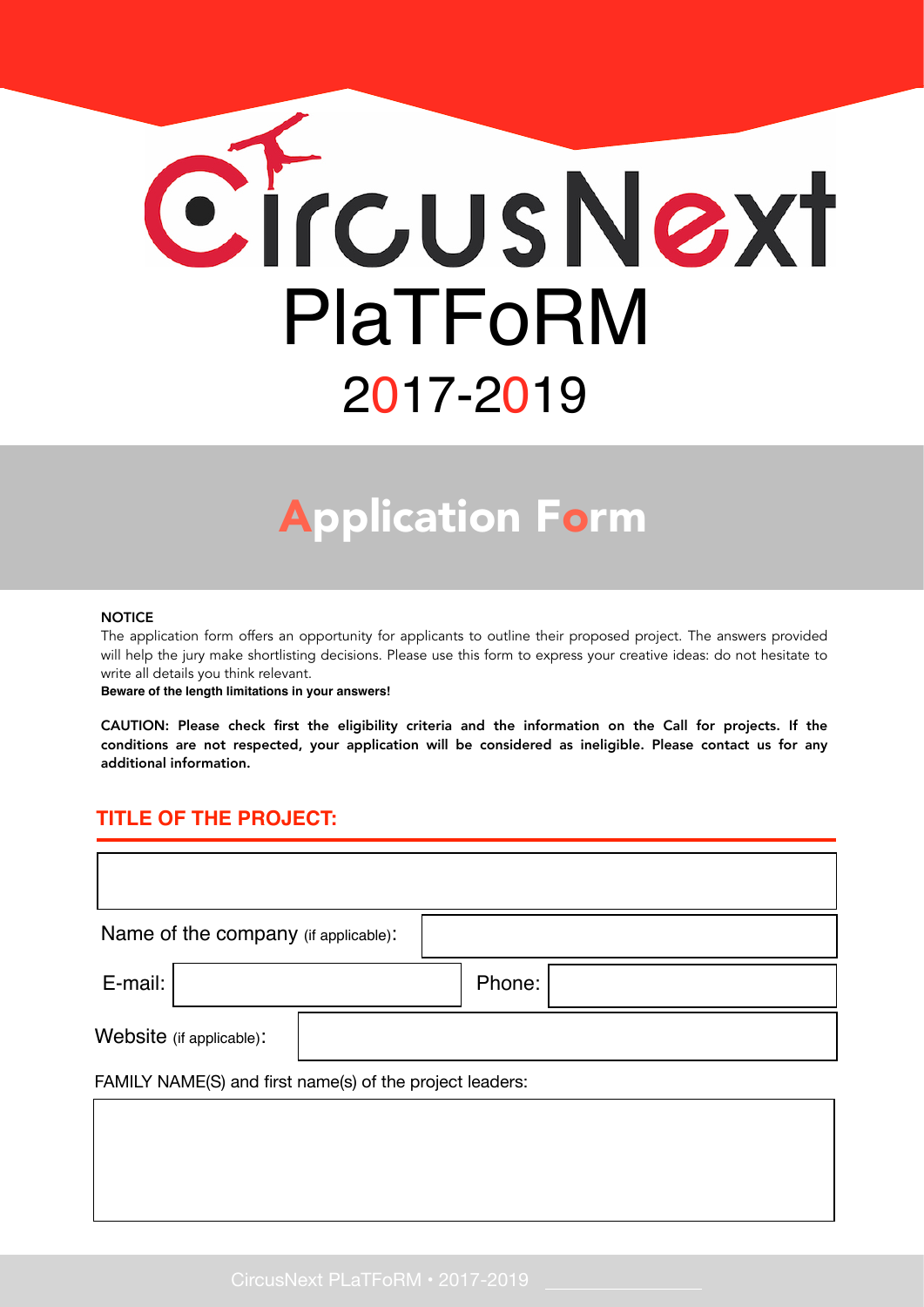# CircusNext

# PlaTFoRM

## 2017-2019

# Application Form

**NOTICE**

The application form offers an opportunity for applicants to outline their proposed project. The answers provided will help the jury make shortlisting decisions. Please use this form to express your creative ideas: do not hesitate to write all details you think relevant.

**Beware of the length limitations in your answers!**

**CAUTION: Please check first the eligibility criteria and the information on the Call for projects. If the conditions are not respected, your application will be considered as ineligible. Please contact us for any additional information.**

## TITLE OF THE PROJECT:

Name of the company (if applicable):

E-mail:

Phone:

Website (if applicable):

FAMILY NAME(S) and first name(s) of the project leaders: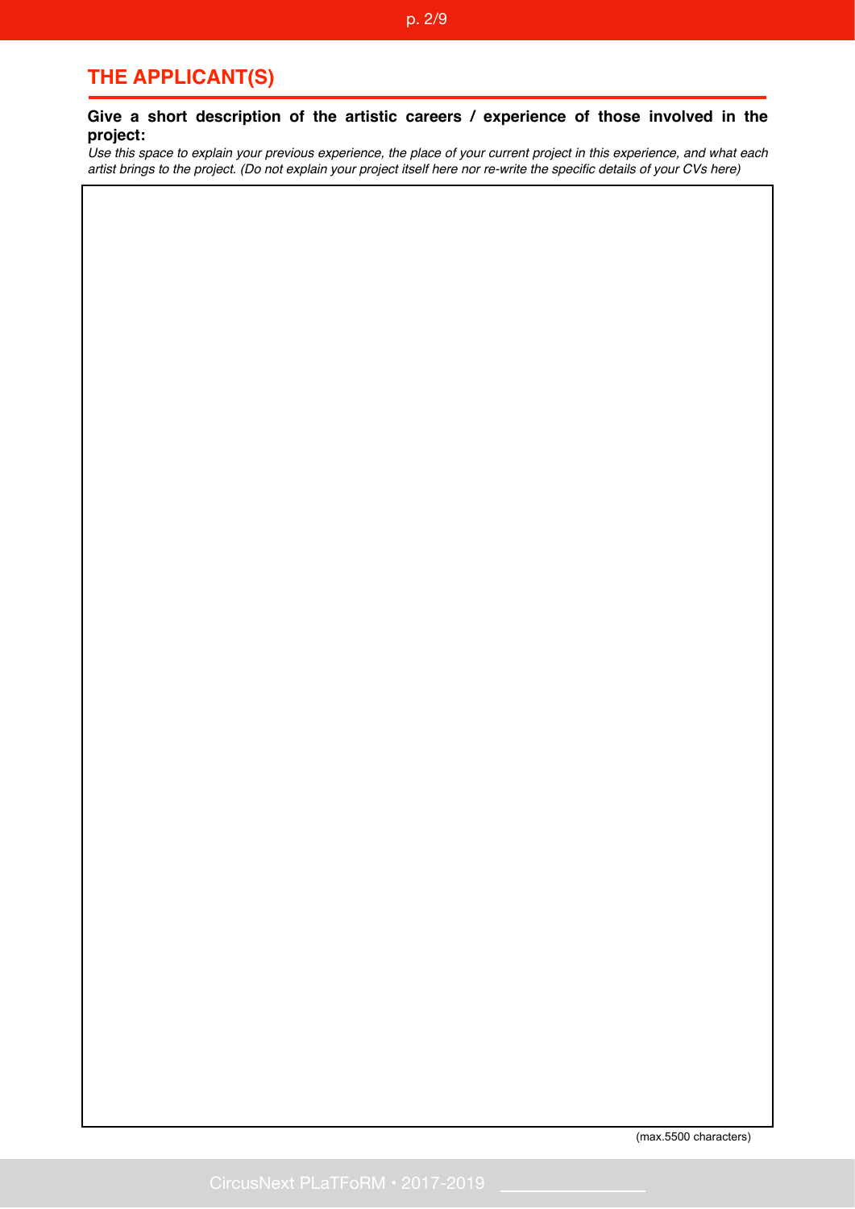## THE APPLICANT(S)

**Give a short description of the artistic careers / experience of those involved in the project:**

*Use this space to explain your previous experience, the place of your current project in this experience, and what each artist brings to the project. (Do not explain your project itself here nor re-write the specific details of your CVs here)*

(max.5500 characters)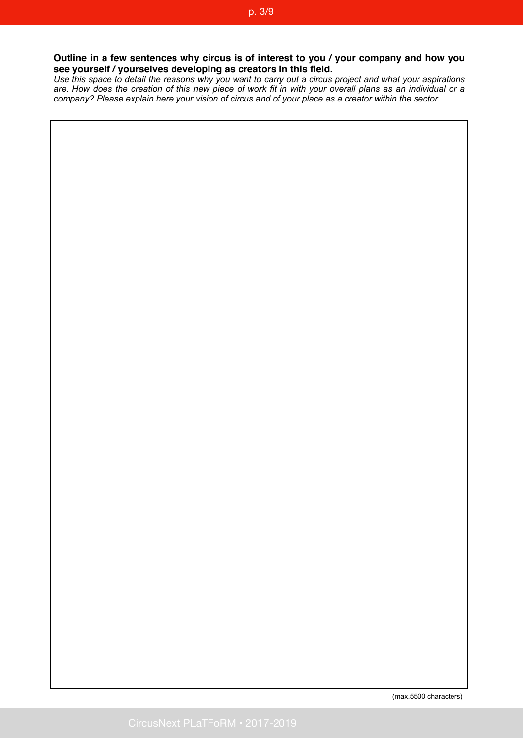**Outline in a few sentences why circus is of interest to you / your company and how you see yourself / yourselves developing as creators in this field.**

*Use this space to detail the reasons why you want to carry out a circus project and what your aspirations are. How does the creation of this new piece of work fit in with your overall plans as an individual or a company? Please explain here your vision of circus and of your place as a creator within the sector.*

(max.5500 characters)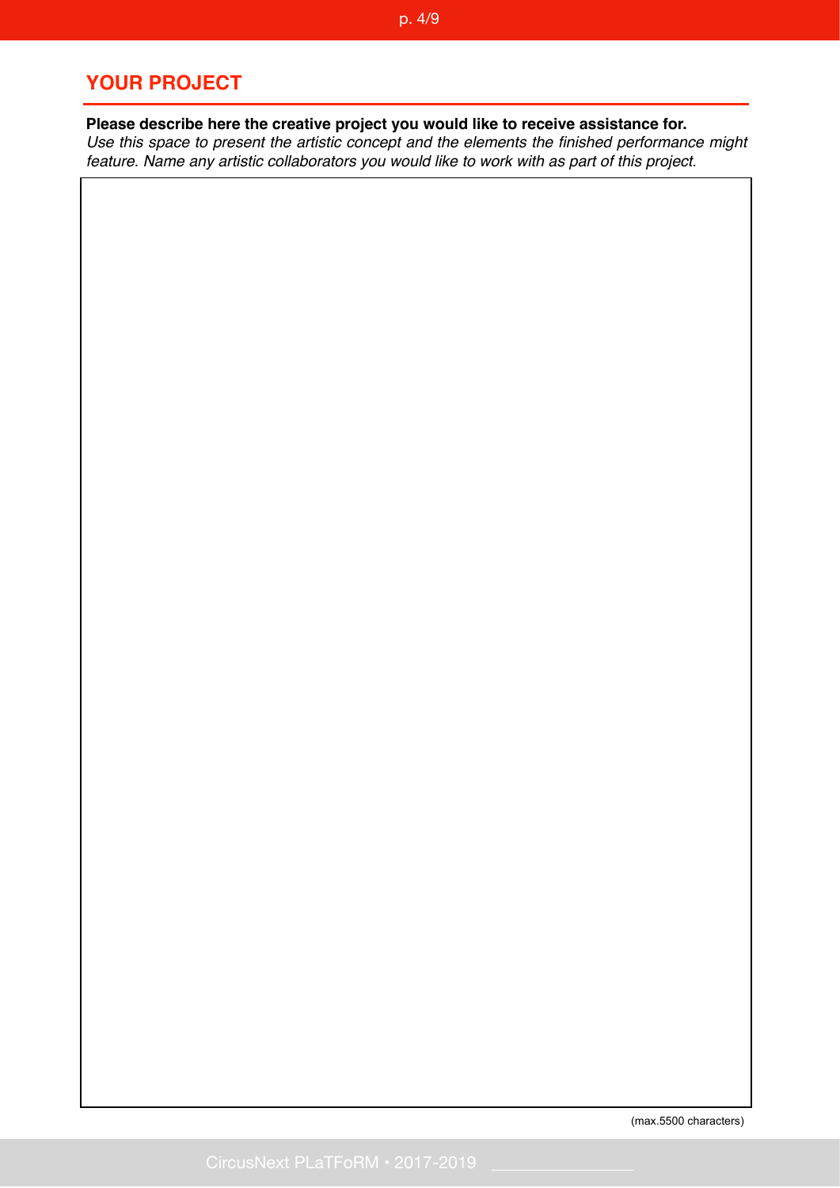## YOUR PROJECT

**Please describe here the creative project you would like to receive assistance for.**
*Use this space to present the artistic concept and the elements the finished performance might feature. Name any artistic collaborators you would like to work with as part of this project.*

(max.5500 characters)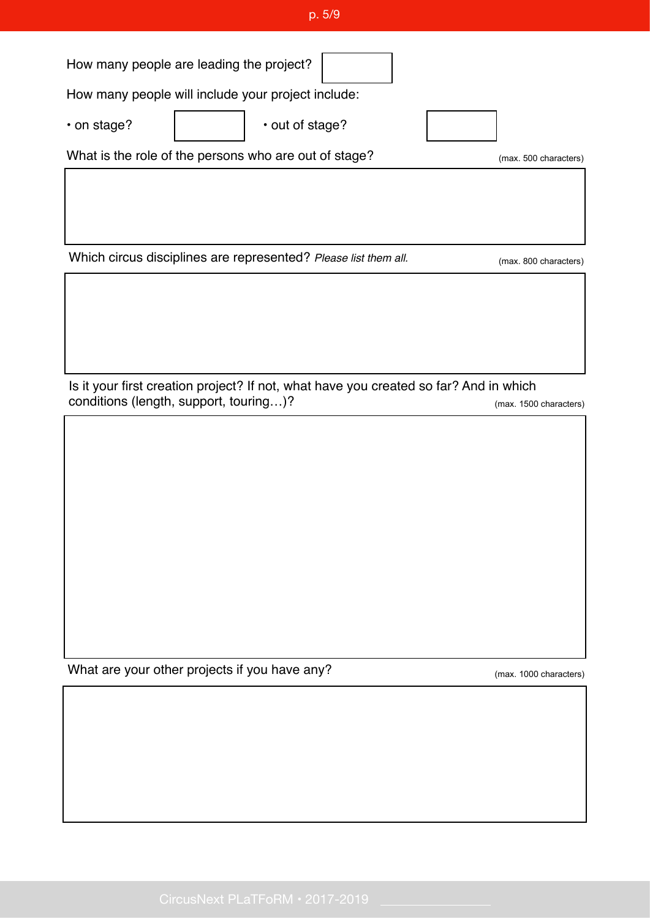How many people are leading the project?

How many people will include your project include:

• on stage?

• out of stage?

What is the role of the persons who are out of stage? (max. 500 characters)

Which circus disciplines are represented? *Please list them all.* (max. 800 characters)

Is it your first creation project? If not, what have you created so far? And in which conditions (length, support, touring…)? (max. 1500 characters)

What are your other projects if you have any? (max. 1000 characters)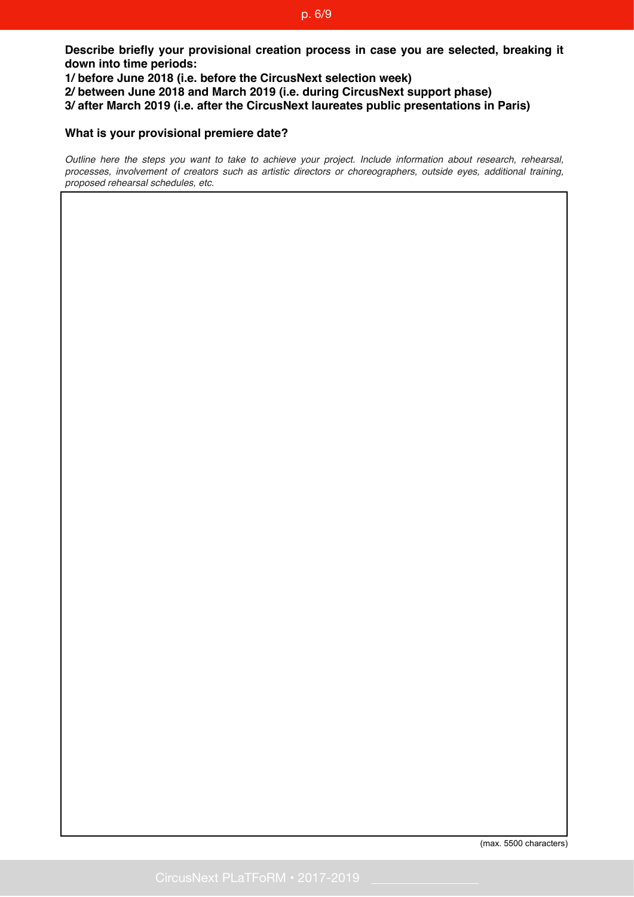**Describe briefly your provisional creation process in case you are selected, breaking it down into time periods:**
**1/ before June 2018 (i.e. before the CircusNext selection week)**
**2/ between June 2018 and March 2019 (i.e. during CircusNext support phase)**
**3/ after March 2019 (i.e. after the CircusNext laureates public presentations in Paris)**

**What is your provisional premiere date?**

*Outline here the steps you want to take to achieve your project. Include information about research, rehearsal, processes, involvement of creators such as artistic directors or choreographers, outside eyes, additional training, proposed rehearsal schedules, etc.*

(max. 5500 characters)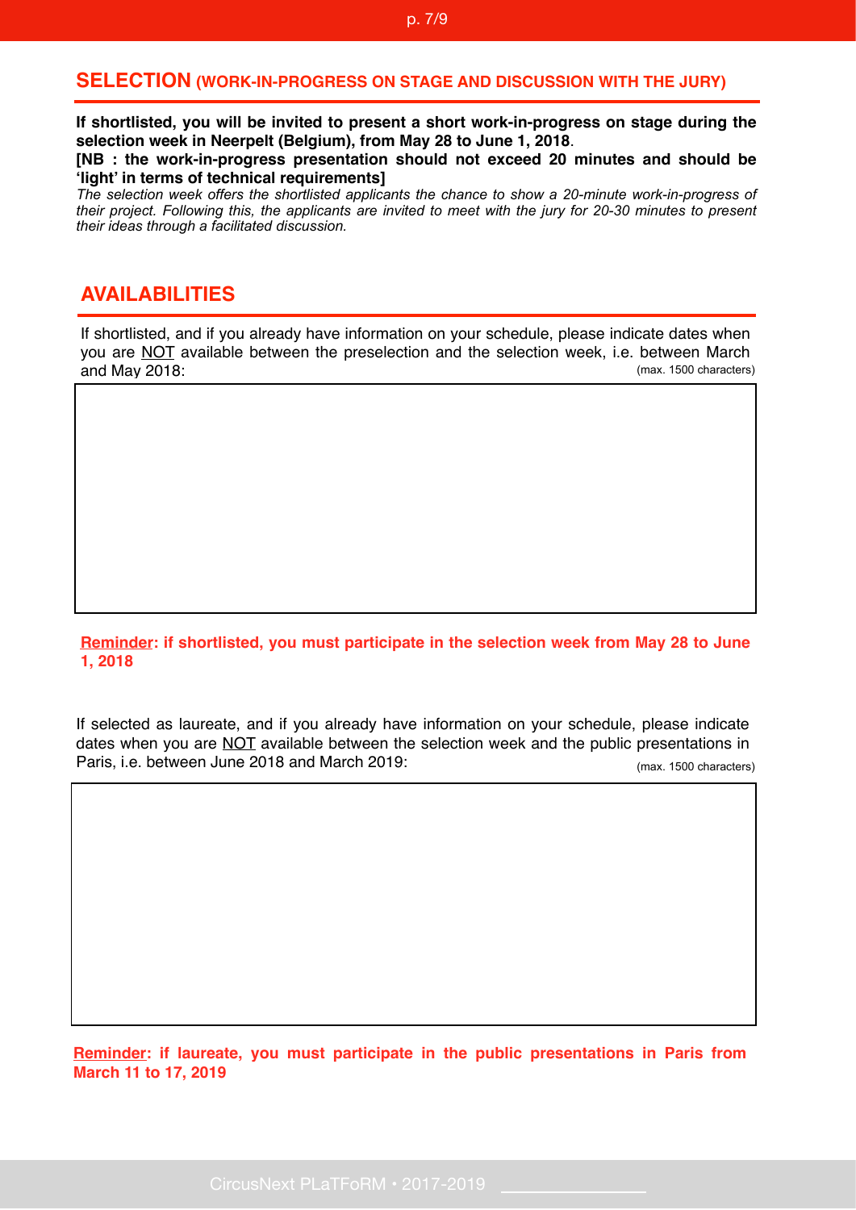## SELECTION (WORK-IN-PROGRESS ON STAGE AND DISCUSSION WITH THE JURY)

**If shortlisted, you will be invited to present a short work-in-progress on stage during the selection week in Neerpelt (Belgium), from May 28 to June 1, 2018**.

**[NB : the work-in-progress presentation should not exceed 20 minutes and should be 'light' in terms of technical requirements]**

*The selection week offers the shortlisted applicants the chance to show a 20-minute work-in-progress of their project. Following this, the applicants are invited to meet with the jury for 20-30 minutes to present their ideas through a facilitated discussion.*

## AVAILABILITIES

If shortlisted, and if you already have information on your schedule, please indicate dates when you are <u>NOT</u> available between the preselection and the selection week, i.e. between March and May 2018: (max. 1500 characters)

**<u>Reminder</u>: if shortlisted, you must participate in the selection week from May 28 to June 1, 2018**

If selected as laureate, and if you already have information on your schedule, please indicate dates when you are <u>NOT</u> available between the selection week and the public presentations in Paris, i.e. between June 2018 and March 2019: (max. 1500 characters)

**<u>Reminder</u>: if laureate, you must participate in the public presentations in Paris from March 11 to 17, 2019**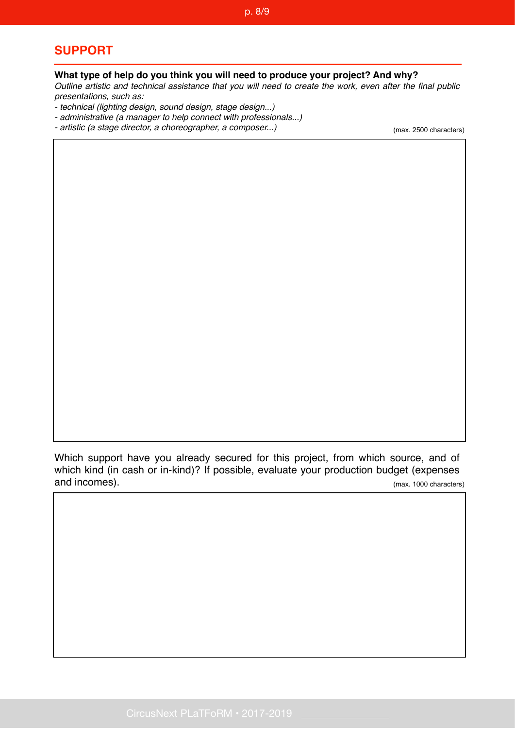## SUPPORT

**What type of help do you think you will need to produce your project? And why?**

*Outline artistic and technical assistance that you will need to create the work, even after the final public presentations, such as:*

- *technical (lighting design, sound design, stage design...)*
- *administrative (a manager to help connect with professionals...)*
- *artistic (a stage director, a choreographer, a composer...)*

(max. 2500 characters)

Which support have you already secured for this project, from which source, and of which kind (in cash or in-kind)? If possible, evaluate your production budget (expenses and incomes).

(max. 1000 characters)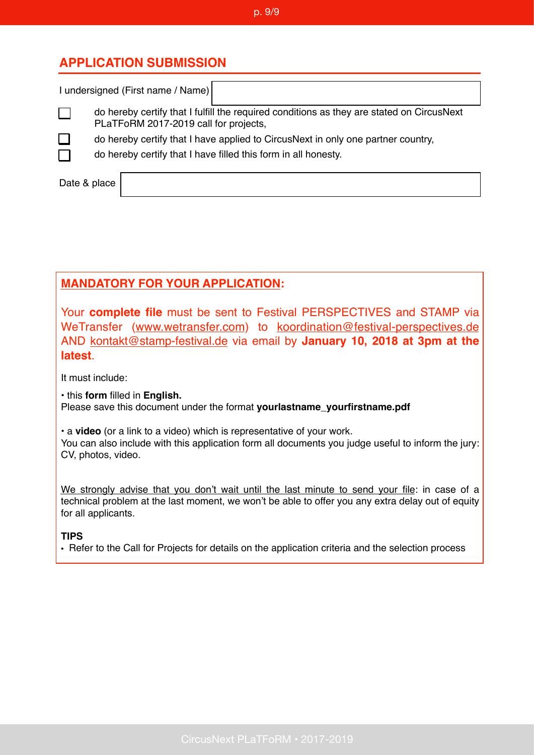## APPLICATION SUBMISSION

I undersigned (First name / Name) 

- [ ] do hereby certify that I fulfill the required conditions as they are stated on CircusNext PLaTFoRM 2017-2019 call for projects,
- [ ] do hereby certify that I have applied to CircusNext in only one partner country,
- [ ] do hereby certify that I have filled this form in all honesty.

Date & place 

**MANDATORY FOR YOUR APPLICATION:**

Your **complete file** must be sent to Festival PERSPECTIVES and STAMP via WeTransfer (www.wetransfer.com) to koordination@festival-perspectives.de AND kontakt@stamp-festival.de via email by **January 10, 2018 at 3pm at the latest**.

It must include:

• this **form** filled in **English.**
Please save this document under the format **yourlastname_yourfirstname.pdf**

• a **video** (or a link to a video) which is representative of your work.
You can also include with this application form all documents you judge useful to inform the jury: CV, photos, video.

We strongly advise that you don't wait until the last minute to send your file: in case of a technical problem at the last moment, we won't be able to offer you any extra delay out of equity for all applicants.

**TIPS**

- Refer to the Call for Projects for details on the application criteria and the selection process